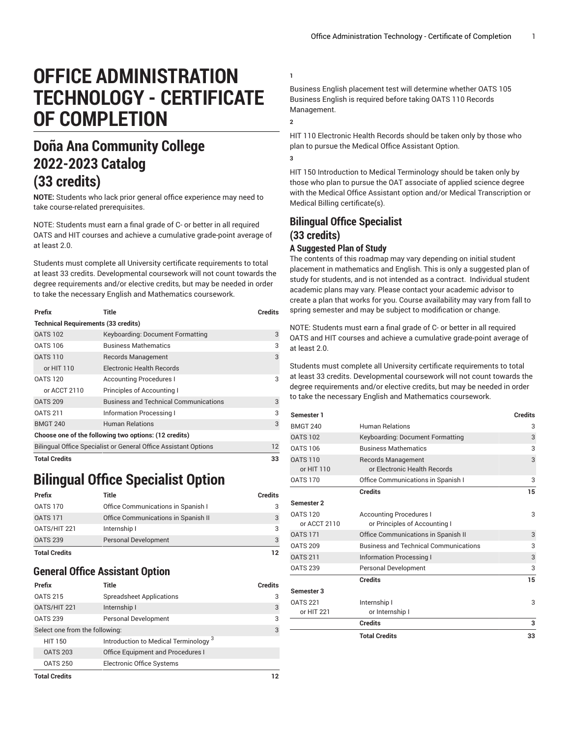# OFFICE ADMINISTRATION TECHNOLOGY - CERTIFICATE OF COMPLETION

## Doña Ana Community College 2022-2023 Catalog (33 credits)

**NOTE:** Students who lack prior general office experience may need to take course-related prerequisites.

NOTE: Students must earn a final grade of C- or better in all required OATS and HIT courses and achieve a cumulative grade-point average of at least 2.0.

Students must complete all University certificate requirements to total at least 33 credits. Developmental coursework will not count towards the degree requirements and/or elective credits, but may be needed in order to take the necessary English and Mathematics coursework.

| Prefix | Title | Credits |
|---|---|---|
| **Technical Requirements (33 credits)** | | |
| OATS 102 | Keyboarding: Document Formatting | 3 |
| OATS 106 | Business Mathematics | 3 |
| OATS 110 | Records Management | 3 |
| or HIT 110 | Electronic Health Records | |
| OATS 120 | Accounting Procedures I | 3 |
| or ACCT 2110 | Principles of Accounting I | |
| OATS 209 | Business and Technical Communications | 3 |
| OATS 211 | Information Processing I | 3 |
| BMGT 240 | Human Relations | 3 |
| **Choose one of the following two options: (12 credits)** | | |
| Bilingual Office Specialist or General Office Assistant Options | | 12 |
| **Total Credits** | | **33** |

# Bilingual Office Specialist Option

| Prefix | Title | Credits |
|---|---|---|
| OATS 170 | Office Communications in Spanish I | 3 |
| OATS 171 | Office Communications in Spanish II | 3 |
| OATS/HIT 221 | Internship I | 3 |
| OATS 239 | Personal Development | 3 |
| **Total Credits** | | **12** |

## General Office Assistant Option

| Prefix | Title | Credits |
|---|---|---|
| OATS 215 | Spreadsheet Applications | 3 |
| OATS/HIT 221 | Internship I | 3 |
| OATS 239 | Personal Development | 3 |
| Select one from the following: | | 3 |
| HIT 150 | Introduction to Medical Terminology [3] | |
| OATS 203 | Office Equipment and Procedures I | |
| OATS 250 | Electronic Office Systems | |
| **Total Credits** | | **12** |

**1**

Business English placement test will determine whether OATS 105 Business English is required before taking OATS 110 Records Management.

**2**

HIT 110 Electronic Health Records should be taken only by those who plan to pursue the Medical Office Assistant Option.

**3**

HIT 150 Introduction to Medical Terminology should be taken only by those who plan to pursue the OAT associate of applied science degree with the Medical Office Assistant option and/or Medical Transcription or Medical Billing certificate(s).

## Bilingual Office Specialist (33 credits)

### A Suggested Plan of Study

The contents of this roadmap may vary depending on initial student placement in mathematics and English. This is only a suggested plan of study for students, and is not intended as a contract. Individual student academic plans may vary. Please contact your academic advisor to create a plan that works for you. Course availability may vary from fall to spring semester and may be subject to modification or change.

NOTE: Students must earn a final grade of C- or better in all required OATS and HIT courses and achieve a cumulative grade-point average of at least 2.0.

Students must complete all University certificate requirements to total at least 33 credits. Developmental coursework will not count towards the degree requirements and/or elective credits, but may be needed in order to take the necessary English and Mathematics coursework.

| Semester 1 | | Credits |
|---|---|---|
| BMGT 240 | Human Relations | 3 |
| OATS 102 | Keyboarding: Document Formatting | 3 |
| OATS 106 | Business Mathematics | 3 |
| OATS 110 or HIT 110 | Records Management or Electronic Health Records | 3 |
| OATS 170 | Office Communications in Spanish I | 3 |
| | **Credits** | **15** |
| **Semester 2** | | |
| OATS 120 or ACCT 2110 | Accounting Procedures I or Principles of Accounting I | 3 |
| OATS 171 | Office Communications in Spanish II | 3 |
| OATS 209 | Business and Technical Communications | 3 |
| OATS 211 | Information Processing I | 3 |
| OATS 239 | Personal Development | 3 |
| | **Credits** | **15** |
| **Semester 3** | | |
| OATS 221 or HIT 221 | Internship I or Internship I | 3 |
| | **Credits** | **3** |
| | **Total Credits** | **33** |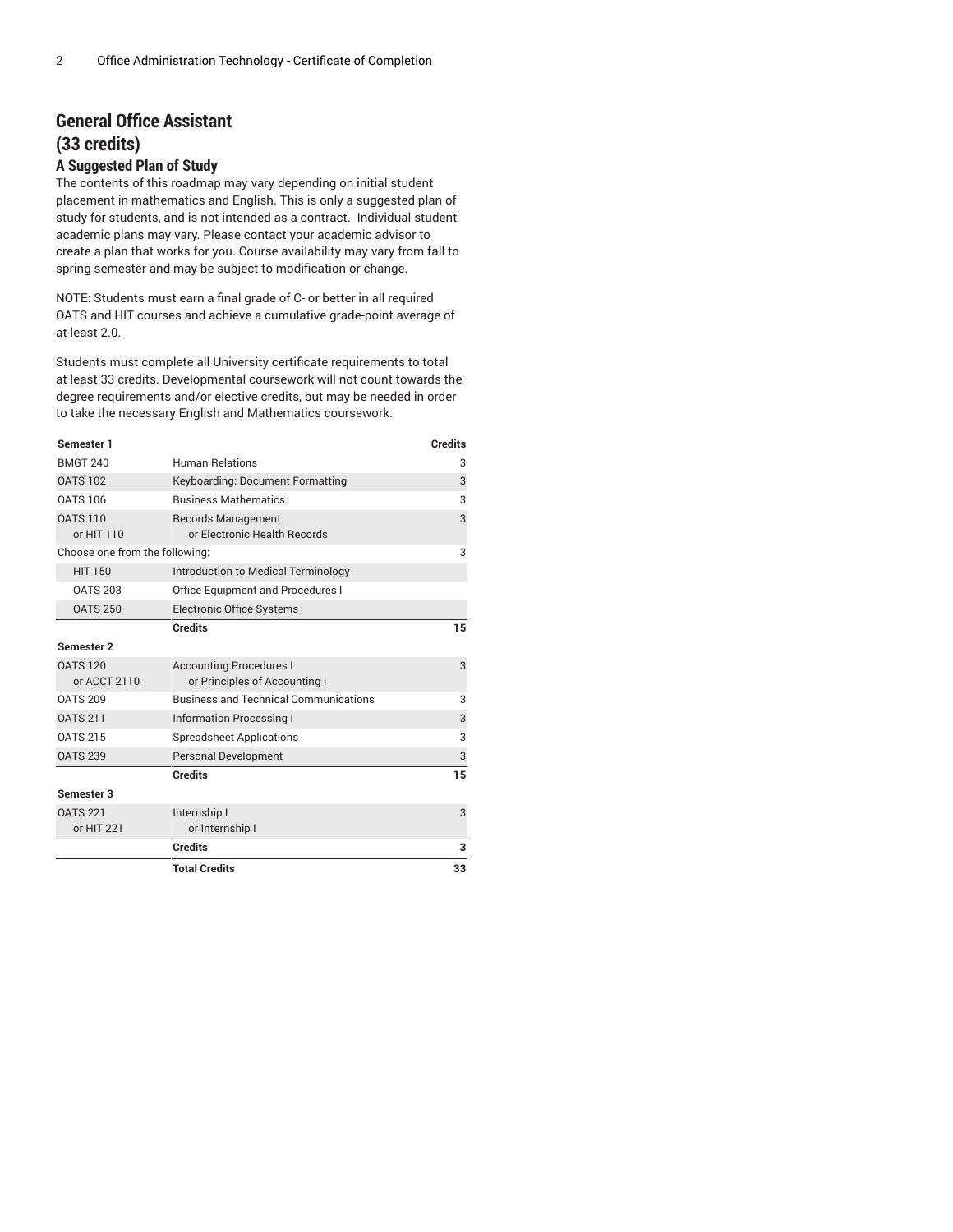## General Office Assistant (33 credits)

### A Suggested Plan of Study

The contents of this roadmap may vary depending on initial student placement in mathematics and English. This is only a suggested plan of study for students, and is not intended as a contract. Individual student academic plans may vary. Please contact your academic advisor to create a plan that works for you. Course availability may vary from fall to spring semester and may be subject to modification or change.

NOTE: Students must earn a final grade of C- or better in all required OATS and HIT courses and achieve a cumulative grade-point average of at least 2.0.

Students must complete all University certificate requirements to total at least 33 credits. Developmental coursework will not count towards the degree requirements and/or elective credits, but may be needed in order to take the necessary English and Mathematics coursework.

| Semester 1 | | Credits |
|---|---|---|
| BMGT 240 | Human Relations | 3 |
| OATS 102 | Keyboarding: Document Formatting | 3 |
| OATS 106 | Business Mathematics | 3 |
| OATS 110<br>or HIT 110 | Records Management<br>or Electronic Health Records | 3 |
| Choose one from the following: | | 3 |
| HIT 150 | Introduction to Medical Terminology | |
| OATS 203 | Office Equipment and Procedures I | |
| OATS 250 | Electronic Office Systems | |
| | **Credits** | **15** |
| **Semester 2** | | |
| OATS 120<br>or ACCT 2110 | Accounting Procedures I<br>or Principles of Accounting I | 3 |
| OATS 209 | Business and Technical Communications | 3 |
| OATS 211 | Information Processing I | 3 |
| OATS 215 | Spreadsheet Applications | 3 |
| OATS 239 | Personal Development | 3 |
| | **Credits** | **15** |
| **Semester 3** | | |
| OATS 221<br>or HIT 221 | Internship I<br>or Internship I | 3 |
| | **Credits** | **3** |
| | **Total Credits** | **33** |